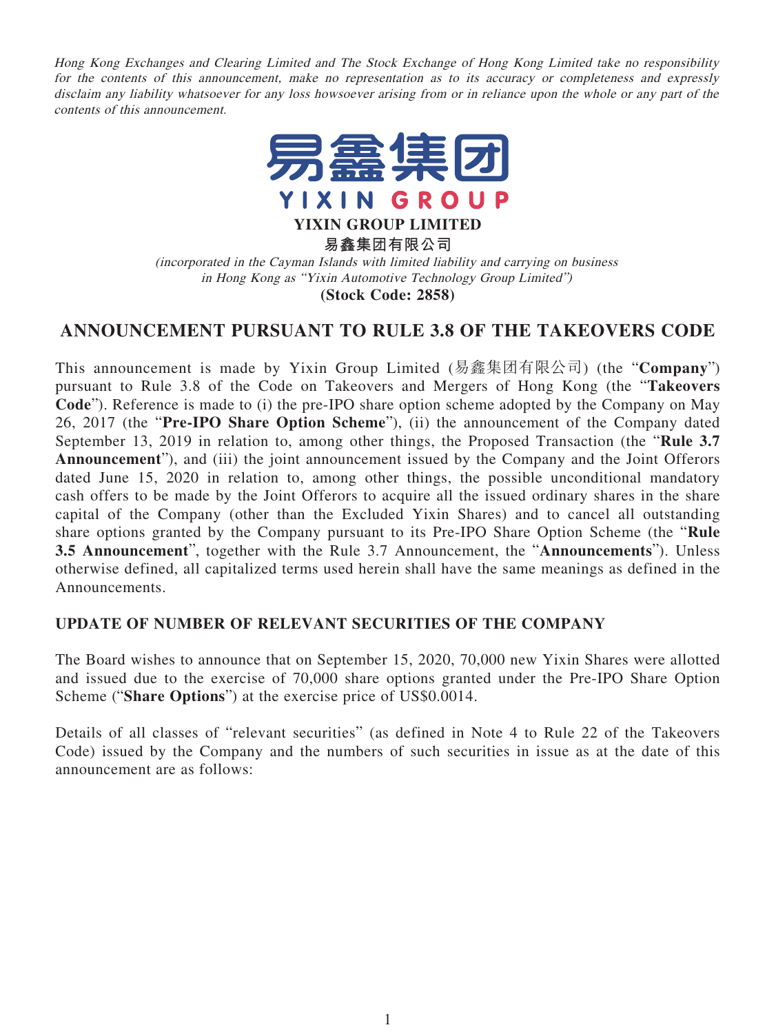*Hong Kong Exchanges and Clearing Limited and The Stock Exchange of Hong Kong Limited take no responsibility for the contents of this announcement, make no representation as to its accuracy or completeness and expressly disclaim any liability whatsoever for any loss howsoever arising from or in reliance upon the whole or any part of the contents of this announcement.*

易鑫集团
YIXIN GROUP

**YIXIN GROUP LIMITED**

**易鑫集团有限公司**

*(incorporated in the Cayman Islands with limited liability and carrying on business in Hong Kong as "Yixin Automotive Technology Group Limited")*

**(Stock Code: 2858)**

# ANNOUNCEMENT PURSUANT TO RULE 3.8 OF THE TAKEOVERS CODE

This announcement is made by Yixin Group Limited (易鑫集团有限公司) (the "**Company**") pursuant to Rule 3.8 of the Code on Takeovers and Mergers of Hong Kong (the "**Takeovers Code**"). Reference is made to (i) the pre-IPO share option scheme adopted by the Company on May 26, 2017 (the "**Pre-IPO Share Option Scheme**"), (ii) the announcement of the Company dated September 13, 2019 in relation to, among other things, the Proposed Transaction (the "**Rule 3.7 Announcement**"), and (iii) the joint announcement issued by the Company and the Joint Offerors dated June 15, 2020 in relation to, among other things, the possible unconditional mandatory cash offers to be made by the Joint Offerors to acquire all the issued ordinary shares in the share capital of the Company (other than the Excluded Yixin Shares) and to cancel all outstanding share options granted by the Company pursuant to its Pre-IPO Share Option Scheme (the "**Rule 3.5 Announcement**", together with the Rule 3.7 Announcement, the "**Announcements**"). Unless otherwise defined, all capitalized terms used herein shall have the same meanings as defined in the Announcements.

## UPDATE OF NUMBER OF RELEVANT SECURITIES OF THE COMPANY

The Board wishes to announce that on September 15, 2020, 70,000 new Yixin Shares were allotted and issued due to the exercise of 70,000 share options granted under the Pre-IPO Share Option Scheme ("**Share Options**") at the exercise price of US$0.0014.

Details of all classes of "relevant securities" (as defined in Note 4 to Rule 22 of the Takeovers Code) issued by the Company and the numbers of such securities in issue as at the date of this announcement are as follows: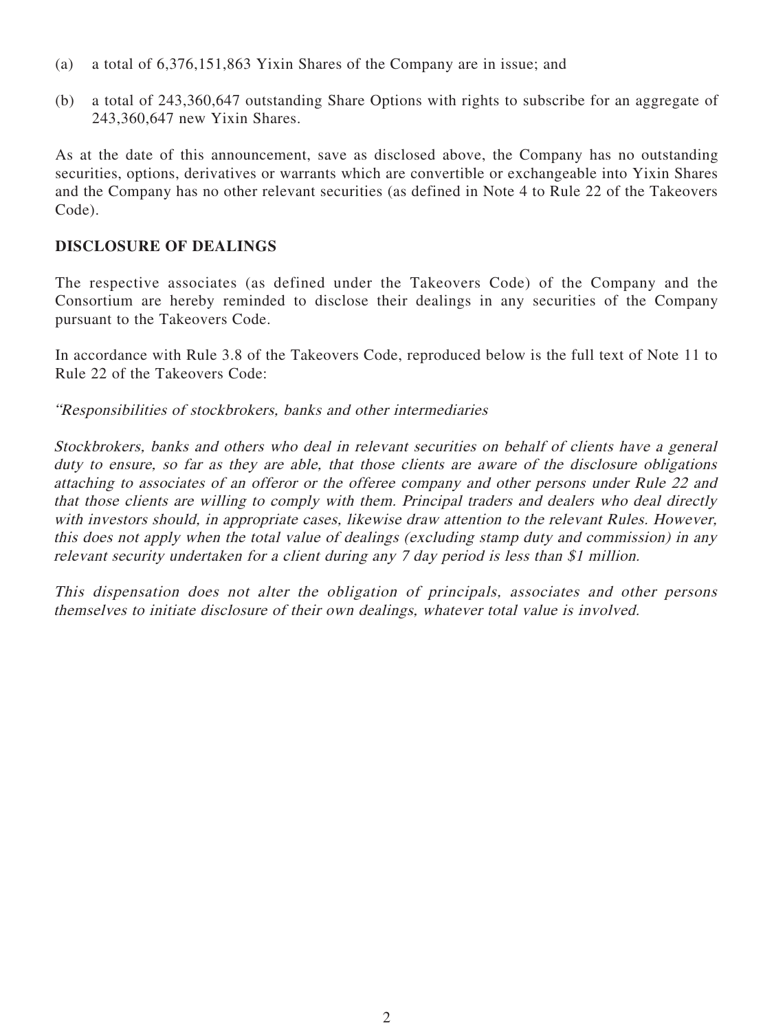(a) a total of 6,376,151,863 Yixin Shares of the Company are in issue; and

(b) a total of 243,360,647 outstanding Share Options with rights to subscribe for an aggregate of 243,360,647 new Yixin Shares.

As at the date of this announcement, save as disclosed above, the Company has no outstanding securities, options, derivatives or warrants which are convertible or exchangeable into Yixin Shares and the Company has no other relevant securities (as defined in Note 4 to Rule 22 of the Takeovers Code).

**DISCLOSURE OF DEALINGS**

The respective associates (as defined under the Takeovers Code) of the Company and the Consortium are hereby reminded to disclose their dealings in any securities of the Company pursuant to the Takeovers Code.

In accordance with Rule 3.8 of the Takeovers Code, reproduced below is the full text of Note 11 to Rule 22 of the Takeovers Code:

*"Responsibilities of stockbrokers, banks and other intermediaries*

*Stockbrokers, banks and others who deal in relevant securities on behalf of clients have a general duty to ensure, so far as they are able, that those clients are aware of the disclosure obligations attaching to associates of an offeror or the offeree company and other persons under Rule 22 and that those clients are willing to comply with them. Principal traders and dealers who deal directly with investors should, in appropriate cases, likewise draw attention to the relevant Rules. However, this does not apply when the total value of dealings (excluding stamp duty and commission) in any relevant security undertaken for a client during any 7 day period is less than $1 million.*

*This dispensation does not alter the obligation of principals, associates and other persons themselves to initiate disclosure of their own dealings, whatever total value is involved.*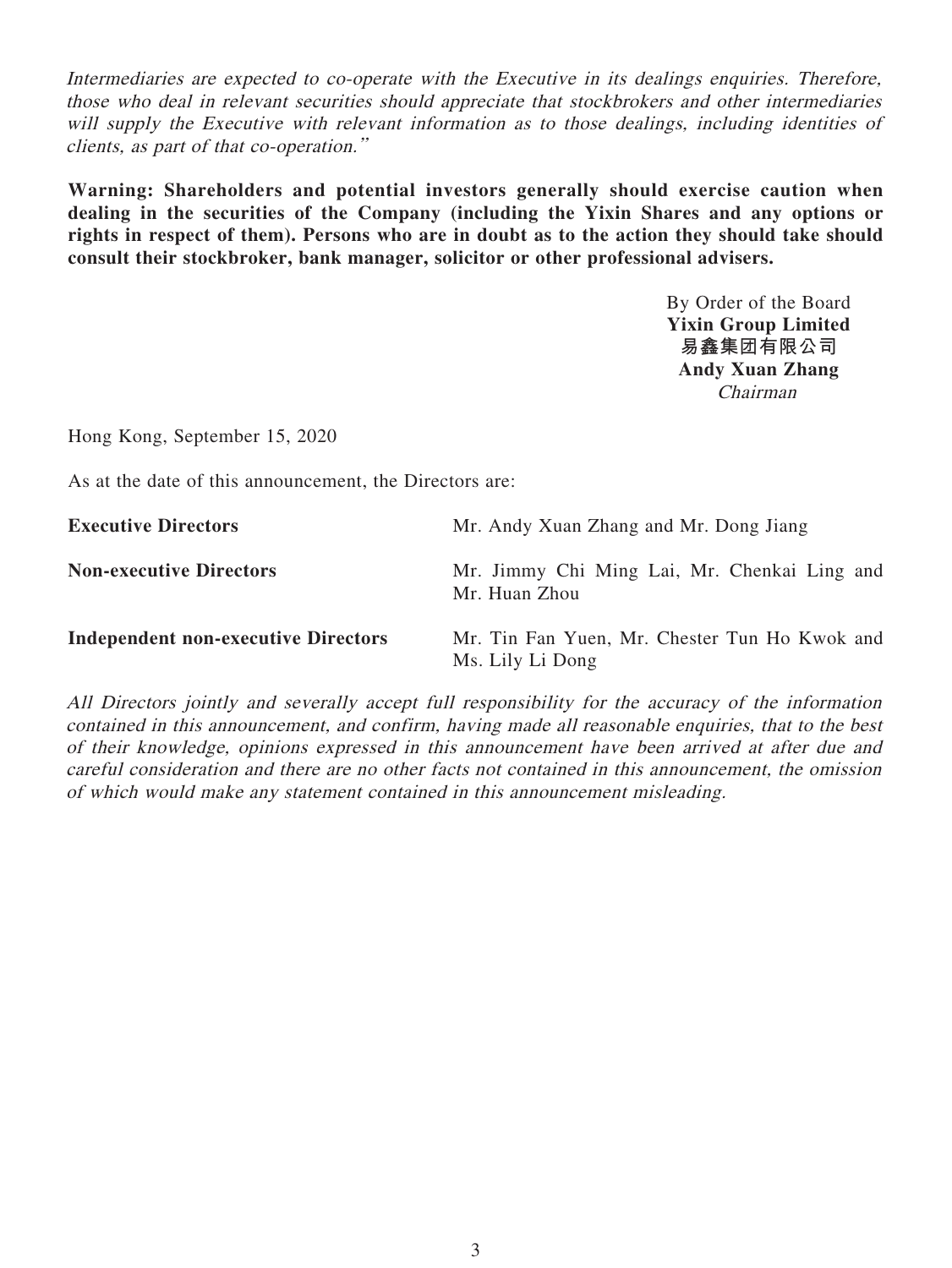*Intermediaries are expected to co-operate with the Executive in its dealings enquiries. Therefore, those who deal in relevant securities should appreciate that stockbrokers and other intermediaries will supply the Executive with relevant information as to those dealings, including identities of clients, as part of that co-operation."*

**Warning: Shareholders and potential investors generally should exercise caution when dealing in the securities of the Company (including the Yixin Shares and any options or rights in respect of them). Persons who are in doubt as to the action they should take should consult their stockbroker, bank manager, solicitor or other professional advisers.**

By Order of the Board
**Yixin Group Limited**
**易鑫集团有限公司**
**Andy Xuan Zhang**
*Chairman*

Hong Kong, September 15, 2020

As at the date of this announcement, the Directors are:

| | |
|---|---|
| **Executive Directors** | Mr. Andy Xuan Zhang and Mr. Dong Jiang |
| **Non-executive Directors** | Mr. Jimmy Chi Ming Lai, Mr. Chenkai Ling and Mr. Huan Zhou |
| **Independent non-executive Directors** | Mr. Tin Fan Yuen, Mr. Chester Tun Ho Kwok and Ms. Lily Li Dong |

*All Directors jointly and severally accept full responsibility for the accuracy of the information contained in this announcement, and confirm, having made all reasonable enquiries, that to the best of their knowledge, opinions expressed in this announcement have been arrived at after due and careful consideration and there are no other facts not contained in this announcement, the omission of which would make any statement contained in this announcement misleading.*